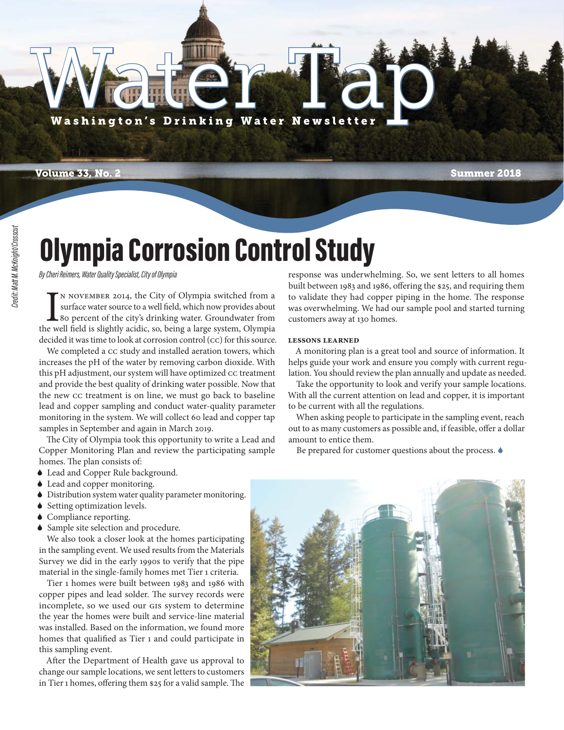# Water Tap

**Washington's Drinking Water Newsletter**

**Volume 33, No. 2** **Summer 2018**

*Credit: Matt M. McKnight/Crosscut*

## Olympia Corrosion Control Study

*By Cheri Reimers, Water Quality Specialist, City of Olympia*

In November 2014, the City of Olympia switched from a surface water source to a well field, which now provides about 80 percent of the city's drinking water. Groundwater from the well field is slightly acidic, so, being a large system, Olympia decided it was time to look at corrosion control (CC) for this source.

We completed a CC study and installed aeration towers, which increases the pH of the water by removing carbon dioxide. With this pH adjustment, our system will have optimized CC treatment and provide the best quality of drinking water possible. Now that the new CC treatment is on line, we must go back to baseline lead and copper sampling and conduct water-quality parameter monitoring in the system. We will collect 60 lead and copper tap samples in September and again in March 2019.

The City of Olympia took this opportunity to write a Lead and Copper Monitoring Plan and review the participating sample homes. The plan consists of:

- Lead and Copper Rule background.
- Lead and copper monitoring.
- Distribution system water quality parameter monitoring.
- Setting optimization levels.
- Compliance reporting.
- Sample site selection and procedure.

We also took a closer look at the homes participating in the sampling event. We used results from the Materials Survey we did in the early 1990s to verify that the pipe material in the single-family homes met Tier 1 criteria.

Tier 1 homes were built between 1983 and 1986 with copper pipes and lead solder. The survey records were incomplete, so we used our GIS system to determine the year the homes were built and service-line material was installed. Based on the information, we found more homes that qualified as Tier 1 and could participate in this sampling event.

After the Department of Health gave us approval to change our sample locations, we sent letters to customers in Tier 1 homes, offering them $25 for a valid sample. The response was underwhelming. So, we sent letters to all homes built between 1983 and 1986, offering the $25, and requiring them to validate they had copper piping in the home. The response was overwhelming. We had our sample pool and started turning customers away at 130 homes.

### Lessons Learned

A monitoring plan is a great tool and source of information. It helps guide your work and ensure you comply with current regulation. You should review the plan annually and update as needed.

Take the opportunity to look and verify your sample locations. With all the current attention on lead and copper, it is important to be current with all the regulations.

When asking people to participate in the sampling event, reach out to as many customers as possible and, if feasible, offer a dollar amount to entice them.

Be prepared for customer questions about the process.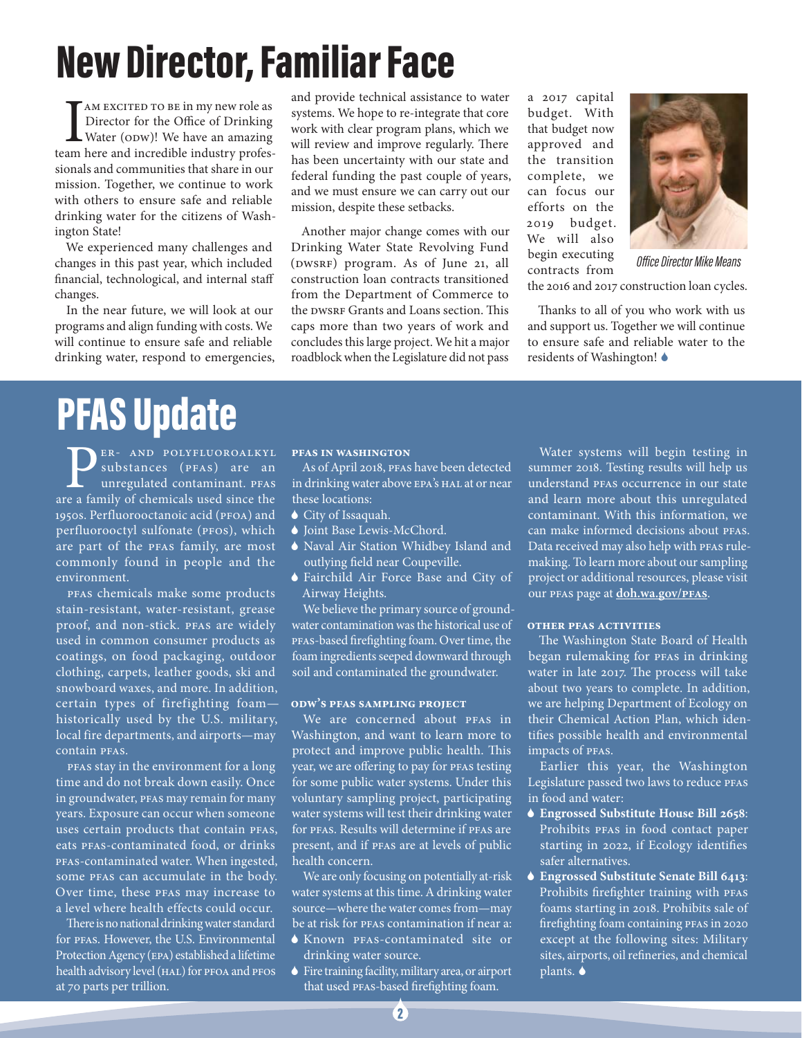# New Director, Familiar Face

I AM EXCITED TO BE in my new role as Director for the Office of Drinking Water (ODW)! We have an amazing team here and incredible industry professionals and communities that share in our mission. Together, we continue to work with others to ensure safe and reliable drinking water for the citizens of Washington State!

We experienced many challenges and changes in this past year, which included financial, technological, and internal staff changes.

In the near future, we will look at our programs and align funding with costs. We will continue to ensure safe and reliable drinking water, respond to emergencies, and provide technical assistance to water systems. We hope to re-integrate that core work with clear program plans, which we will review and improve regularly. There has been uncertainty with our state and federal funding the past couple of years, and we must ensure we can carry out our mission, despite these setbacks.

Another major change comes with our Drinking Water State Revolving Fund (DWSRF) program. As of June 21, all construction loan contracts transitioned from the Department of Commerce to the DWSRF Grants and Loans section. This caps more than two years of work and concludes this large project. We hit a major roadblock when the Legislature did not pass a 2017 capital budget. With that budget now approved and the transition complete, we can focus our efforts on the 2019 budget. We will also begin executing contracts from the 2016 and 2017 construction loan cycles.

*Office Director Mike Means*

Thanks to all of you who work with us and support us. Together we will continue to ensure safe and reliable water to the residents of Washington!

# PFAS Update

Per- and polyfluoroalkyl substances (PFAS) are an unregulated contaminant. PFAS are a family of chemicals used since the 1950s. Perfluorooctanoic acid (PFOA) and perfluorooctyl sulfonate (PFOS), which are part of the PFAS family, are most commonly found in people and the environment.

PFAS chemicals make some products stain-resistant, water-resistant, grease proof, and non-stick. PFAS are widely used in common consumer products as coatings, on food packaging, outdoor clothing, carpets, leather goods, ski and snowboard waxes, and more. In addition, certain types of firefighting foam—historically used by the U.S. military, local fire departments, and airports—may contain PFAS.

PFAS stay in the environment for a long time and do not break down easily. Once in groundwater, PFAS may remain for many years. Exposure can occur when someone uses certain products that contain PFAS, eats PFAS-contaminated food, or drinks PFAS-contaminated water. When ingested, some PFAS can accumulate in the body. Over time, these PFAS may increase to a level where health effects could occur.

There is no national drinking water standard for PFAS. However, the U.S. Environmental Protection Agency (EPA) established a lifetime health advisory level (HAL) for PFOA and PFOS at 70 parts per trillion.

### PFAS in Washington

As of April 2018, PFAS have been detected in drinking water above EPA's HAL at or near these locations:

- City of Issaquah.
- Joint Base Lewis-McChord.
- Naval Air Station Whidbey Island and outlying field near Coupeville.
- Fairchild Air Force Base and City of Airway Heights.

We believe the primary source of groundwater contamination was the historical use of PFAS-based firefighting foam. Over time, the foam ingredients seeped downward through soil and contaminated the groundwater.

### ODW's PFAS Sampling Project

We are concerned about PFAS in Washington, and want to learn more to protect and improve public health. This year, we are offering to pay for PFAS testing for some public water systems. Under this voluntary sampling project, participating water systems will test their drinking water for PFAS. Results will determine if PFAS are present, and if PFAS are at levels of public health concern.

We are only focusing on potentially at-risk water systems at this time. A drinking water source—where the water comes from—may be at risk for PFAS contamination if near a:

- Known PFAS-contaminated site or drinking water source.
- Fire training facility, military area, or airport that used PFAS-based firefighting foam.

Water systems will begin testing in summer 2018. Testing results will help us understand PFAS occurrence in our state and learn more about this unregulated contaminant. With this information, we can make informed decisions about PFAS. Data received may also help with PFAS rule-making. To learn more about our sampling project or additional resources, please visit our PFAS page at **doh.wa.gov/PFAS**.

### Other PFAS Activities

The Washington State Board of Health began rulemaking for PFAS in drinking water in late 2017. The process will take about two years to complete. In addition, we are helping Department of Ecology on their Chemical Action Plan, which identifies possible health and environmental impacts of PFAS.

Earlier this year, the Washington Legislature passed two laws to reduce PFAS in food and water:

- **Engrossed Substitute House Bill 2658**: Prohibits PFAS in food contact paper starting in 2022, if Ecology identifies safer alternatives.
- **Engrossed Substitute Senate Bill 6413**: Prohibits firefighter training with PFAS foams starting in 2018. Prohibits sale of firefighting foam containing PFAS in 2020 except at the following sites: Military sites, airports, oil refineries, and chemical plants.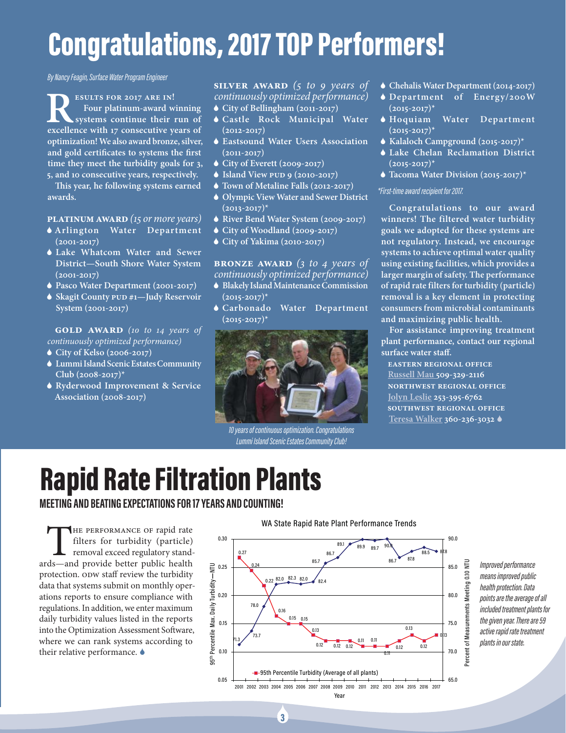# Congratulations, 2017 TOP Performers!

*By Nancy Feagin, Surface Water Program Engineer*

**Results for 2017 are in! Four platinum-award winning systems continue their run of excellence with 17 consecutive years of optimization! We also award bronze, silver, and gold certificates to systems the first time they meet the turbidity goals for 3, 5, and 10 consecutive years, respectively.**

**This year, he following systems earned awards.**

**PLATINUM AWARD** *(15 or more years)*

- **Arlington Water Department (2001-2017)**
- **Lake Whatcom Water and Sewer District—South Shore Water System (2001-2017)**
- **Pasco Water Department (2001-2017)**
- **Skagit County PUD #1—Judy Reservoir System (2001-2017)**

**GOLD AWARD** *(10 to 14 years of continuously optimized performance)*

- **City of Kelso (2006-2017)**
- **Lummi Island Scenic Estates Community Club (2008-2017)***
- **Ryderwood Improvement & Service Association (2008-2017)**

**SILVER AWARD** *(5 to 9 years of continuously optimized performance)*

- **City of Bellingham (2011-2017)**
- **Castle Rock Municipal Water (2012-2017)**
- **Eastsound Water Users Association (2011-2017)**
- **City of Everett (2009-2017)**
- **Island View PUD 9 (2010-2017)**
- **Town of Metaline Falls (2012-2017)**
- **Olympic View Water and Sewer District (2013-2017)***
- **River Bend Water System (2009-2017)**
- **City of Woodland (2009-2017)**
- **City of Yakima (2010-2017)**

**BRONZE AWARD** *(3 to 4 years of continuously optimized performance)*

- **Blakely Island Maintenance Commission (2015-2017)***
- **Carbonado Water Department (2015-2017)***
- **Chehalis Water Department (2014-2017)**
- **Department of Energy/200W (2015-2017)***
- **Hoquiam Water Department (2015-2017)***
- **Kalaloch Campground (2015-2017)***
- **Lake Chelan Reclamation District (2015-2017)***
- **Tacoma Water Division (2015-2017)***

*\*First-time award recipient for 2017.*

*10 years of continuous optimization. Congratulations Lummi Island Scenic Estates Community Club!*

**Congratulations to our award winners! The filtered water turbidity goals we adopted for these systems are not regulatory. Instead, we encourage systems to achieve optimal water quality using existing facilities, which provides a larger margin of safety. The performance of rapid rate filters for turbidity (particle) removal is a key element in protecting consumers from microbial contaminants and maximizing public health.**

**For assistance improving treatment plant performance, contact our regional surface water staff.**

**EASTERN REGIONAL OFFICE**
**Russell Mau 509-329-2116**
**NORTHWEST REGIONAL OFFICE**
**Jolyn Leslie 253-395-6762**
**SOUTHWEST REGIONAL OFFICE**
**Teresa Walker 360-236-3032**

# Rapid Rate Filtration Plants

**MEETING AND BEATING EXPECTATIONS FOR 17 YEARS AND COUNTING!**

The performance of rapid rate filters for turbidity (particle) removal exceed regulatory standards—and provide better public health protection. ODW staff review the turbidity data that systems submit on monthly operations reports to ensure compliance with regulations. In addition, we enter maximum daily turbidity values listed in the reports into the Optimization Assessment Software, where we can rank systems according to their relative performance.

**WA State Rapid Rate Plant Performance Trends**

| Year | 95th Percentile Turbidity (Average of all plants) (NTU) | Percent of Measurements Meeting 0.10 NTU |
|---|---|---|
| 2001 | 0.27 | 71.3 |
| 2002 | 0.24 | 73.7 |
| 2003 | 0.22 | 78.0 |
| 2004 | 0.16 | 82.0 |
| 2005 | 0.15 | 82.3 |
| 2006 | 0.15 | 82.0 |
| 2007 | 0.13 | 82.4 |
| 2008 | 0.12 | 85.7 |
| 2009 | 0.12 | 86.7 |
| 2010 | 0.12 | 89.1 |
| 2011 | 0.11 | 89.9 |
| 2012 | 0.11 | 89.7 |
| 2013 | 0.11 | 90.0 |
| 2014 | 0.12 | 86.7 |
| 2015 | 0.13 | 87.8 |
| 2016 | 0.12 | 88.5 |
| 2017 | 0.13 | 87.8 |

*Improved performance means improved public health protection. Data points are the average of all included treatment plants for the given year. There are 59 active rapid rate treatment plants in our state.*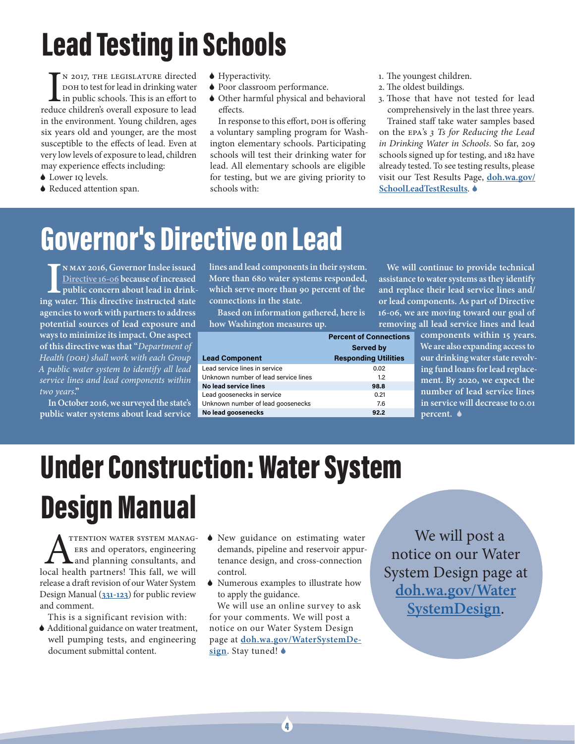# Lead Testing in Schools

In 2017, the legislature directed DOH to test for lead in drinking water in public schools. This is an effort to reduce children's overall exposure to lead in the environment. Young children, ages six years old and younger, are the most susceptible to the effects of lead. Even at very low levels of exposure to lead, children may experience effects including:

- Lower IQ levels.
- Reduced attention span.
- Hyperactivity.
- Poor classroom performance.
- Other harmful physical and behavioral effects.

In response to this effort, DOH is offering a voluntary sampling program for Washington elementary schools. Participating schools will test their drinking water for lead. All elementary schools are eligible for testing, but we are giving priority to schools with:

1. The youngest children.
2. The oldest buildings.
3. Those that have not tested for lead comprehensively in the last three years.

Trained staff take water samples based on the EPA's *3 Ts for Reducing the Lead in Drinking Water in Schools*. So far, 209 schools signed up for testing, and 182 have already tested. To see testing results, please visit our Test Results Page, **doh.wa.gov/SchoolLeadTestResults**.

# Governor's Directive on Lead

**In May 2016, Governor Inslee issued Directive 16-06 because of increased public concern about lead in drinking water. This directive instructed state agencies to work with partners to address potential sources of lead exposure and ways to minimize its impact. One aspect of this directive was that "*Department of Health (DOH) shall work with each Group A public water system to identify all lead service lines and lead components within two years*."**

**In October 2016, we surveyed the state's public water systems about lead service lines and lead components in their system. More than 680 water systems responded, which serve more than 90 percent of the connections in the state.**

**Based on information gathered, here is how Washington measures up.**

| Lead Component | Percent of Connections Served by Responding Utilities |
|---|---|
| Lead service lines in service | 0.02 |
| Unknown number of lead service lines | 1.2 |
| **No lead service lines** | **98.8** |
| Lead goosenecks in service | 0.21 |
| Unknown number of lead goosenecks | 7.6 |
| **No lead goosenecks** | **92.2** |

**We will continue to provide technical assistance to water systems as they identify and replace their lead service lines and/or lead components. As part of Directive 16-06, we are moving toward our goal of removing all lead service lines and lead components within 15 years. We are also expanding access to our drinking water state revolving fund loans for lead replacement. By 2020, we expect the number of lead service lines in service will decrease to 0.01 percent.**

# Under Construction: Water System Design Manual

Attention water system managers and operators, engineering and planning consultants, and local health partners! This fall, we will release a draft revision of our Water System Design Manual (**331-123**) for public review and comment.

This is a significant revision with:

- Additional guidance on water treatment, well pumping tests, and engineering document submittal content.
- New guidance on estimating water demands, pipeline and reservoir appurtenance design, and cross-connection control.
- Numerous examples to illustrate how to apply the guidance.

We will use an online survey to ask for your comments. We will post a notice on our Water System Design page at **doh.wa.gov/WaterSystemDesign**. Stay tuned!

We will post a notice on our Water System Design page at **doh.wa.gov/WaterSystemDesign**.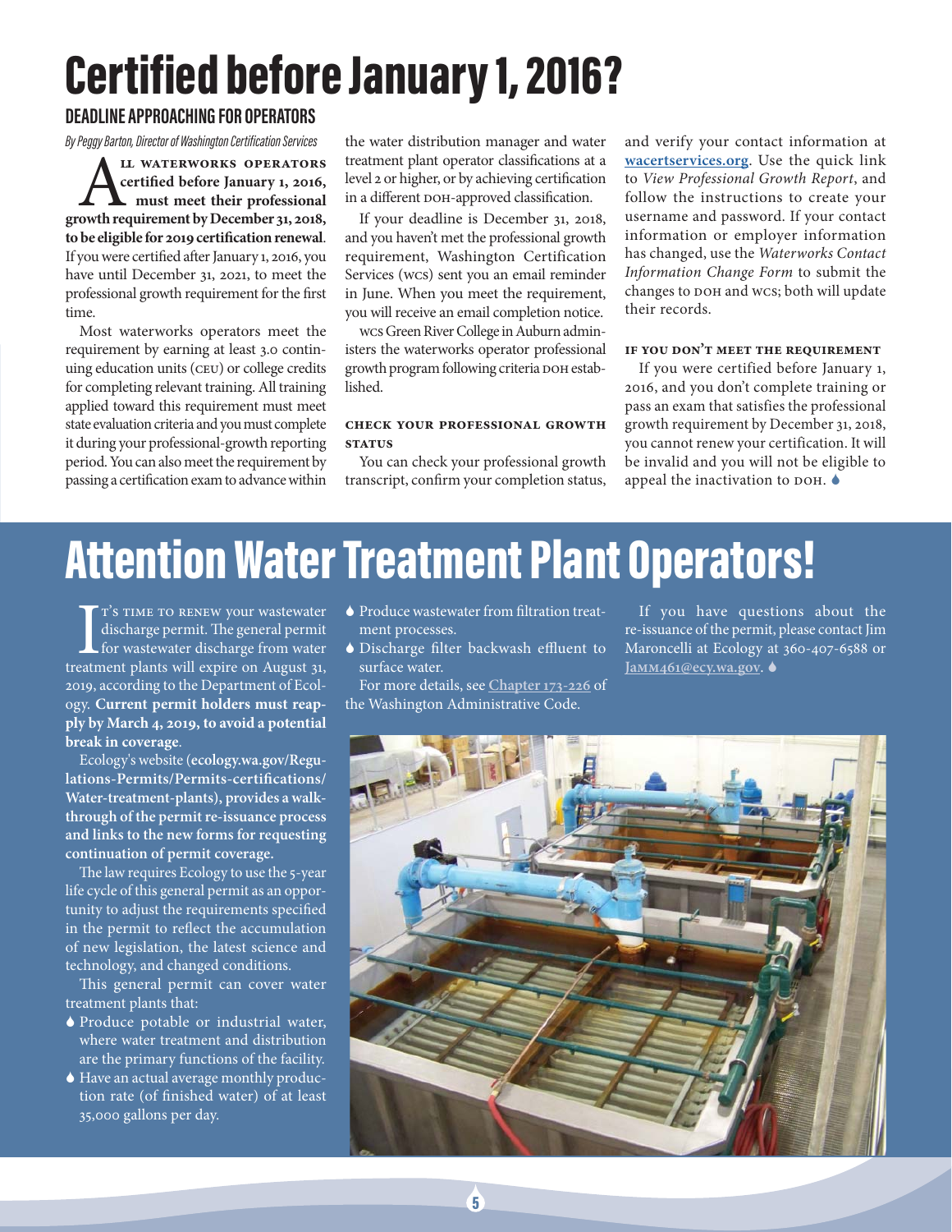# Certified before January 1, 2016?

## DEADLINE APPROACHING FOR OPERATORS

*By Peggy Barton, Director of Washington Certification Services*

**All waterworks operators certified before January 1, 2016, must meet their professional growth requirement by December 31, 2018, to be eligible for 2019 certification renewal**. If you were certified after January 1, 2016, you have until December 31, 2021, to meet the professional growth requirement for the first time.

Most waterworks operators meet the requirement by earning at least 3.0 continuing education units (CEU) or college credits for completing relevant training. All training applied toward this requirement must meet state evaluation criteria and you must complete it during your professional-growth reporting period. You can also meet the requirement by passing a certification exam to advance within the water distribution manager and water treatment plant operator classifications at a level 2 or higher, or by achieving certification in a different DOH-approved classification.

If your deadline is December 31, 2018, and you haven't met the professional growth requirement, Washington Certification Services (WCS) sent you an email reminder in June. When you meet the requirement, you will receive an email completion notice.

WCS Green River College in Auburn administers the waterworks operator professional growth program following criteria DOH established.

### CHECK YOUR PROFESSIONAL GROWTH STATUS

You can check your professional growth transcript, confirm your completion status, and verify your contact information at **wacertservices.org**. Use the quick link to *View Professional Growth Report*, and follow the instructions to create your username and password. If your contact information or employer information has changed, use the *Waterworks Contact Information Change Form* to submit the changes to DOH and WCS; both will update their records.

### IF YOU DON'T MEET THE REQUIREMENT

If you were certified before January 1, 2016, and you don't complete training or pass an exam that satisfies the professional growth requirement by December 31, 2018, you cannot renew your certification. It will be invalid and you will not be eligible to appeal the inactivation to DOH.

# Attention Water Treatment Plant Operators!

It's time to renew your wastewater discharge permit. The general permit for wastewater discharge from water treatment plants will expire on August 31, 2019, according to the Department of Ecology. **Current permit holders must reapply by March 4, 2019, to avoid a potential break in coverage**.

Ecology's website (**ecology.wa.gov/Regulations-Permits/Permits-certifications/Water-treatment-plants), provides a walk-through of the permit re-issuance process and links to the new forms for requesting continuation of permit coverage.**

The law requires Ecology to use the 5-year life cycle of this general permit as an opportunity to adjust the requirements specified in the permit to reflect the accumulation of new legislation, the latest science and technology, and changed conditions.

This general permit can cover water treatment plants that:

- Produce potable or industrial water, where water treatment and distribution are the primary functions of the facility.
- Have an actual average monthly production rate (of finished water) of at least 35,000 gallons per day.
- Produce wastewater from filtration treatment processes.
- Discharge filter backwash effluent to surface water.

For more details, see **Chapter 173-226** of the Washington Administrative Code.

If you have questions about the re-issuance of the permit, please contact Jim Maroncelli at Ecology at 360-407-6588 or **Jamm461@ecy.wa.gov**.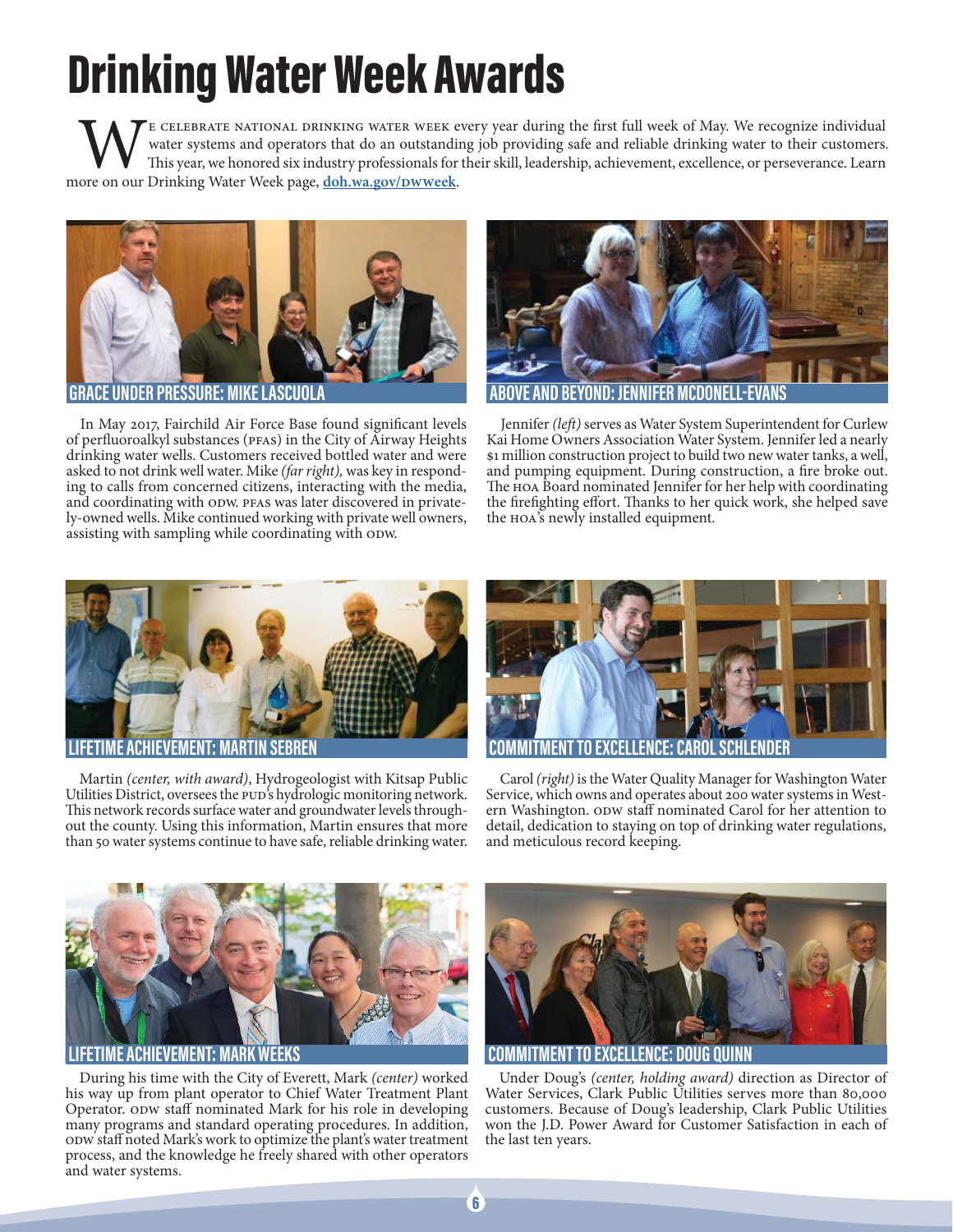# Drinking Water Week Awards

We celebrate National Drinking Water Week every year during the first full week of May. We recognize individual water systems and operators that do an outstanding job providing safe and reliable drinking water to their customers. This year, we honored six industry professionals for their skill, leadership, achievement, excellence, or perseverance. Learn more on our Drinking Water Week page, **doh.wa.gov/DWweek**.

## Grace Under Pressure: Mike Lascuola

In May 2017, Fairchild Air Force Base found significant levels of perfluoroalkyl substances (PFAS) in the City of Airway Heights drinking water wells. Customers received bottled water and were asked to not drink well water. Mike *(far right),* was key in responding to calls from concerned citizens, interacting with the media, and coordinating with ODW. PFAS was later discovered in privately-owned wells. Mike continued working with private well owners, assisting with sampling while coordinating with ODW.

## Above and Beyond: Jennifer McDonell-Evans

Jennifer *(left)* serves as Water System Superintendent for Curlew Kai Home Owners Association Water System. Jennifer led a nearly $1 million construction project to build two new water tanks, a well, and pumping equipment. During construction, a fire broke out. The HOA Board nominated Jennifer for her help with coordinating the firefighting effort. Thanks to her quick work, she helped save the HOA's newly installed equipment.

## Lifetime Achievement: Martin Sebren

Martin *(center, with award)*, Hydrogeologist with Kitsap Public Utilities District, oversees the PUD's hydrologic monitoring network. This network records surface water and groundwater levels throughout the county. Using this information, Martin ensures that more than 50 water systems continue to have safe, reliable drinking water.

## Commitment to Excellence: Carol Schlender

Carol *(right)* is the Water Quality Manager for Washington Water Service, which owns and operates about 200 water systems in Western Washington. ODW staff nominated Carol for her attention to detail, dedication to staying on top of drinking water regulations, and meticulous record keeping.

## Lifetime Achievement: Mark Weeks

During his time with the City of Everett, Mark *(center)* worked his way up from plant operator to Chief Water Treatment Plant Operator. ODW staff nominated Mark for his role in developing many programs and standard operating procedures. In addition, ODW staff noted Mark's work to optimize the plant's water treatment process, and the knowledge he freely shared with other operators and water systems.

## Commitment to Excellence: Doug Quinn

Under Doug's *(center, holding award)* direction as Director of Water Services, Clark Public Utilities serves more than 80,000 customers. Because of Doug's leadership, Clark Public Utilities won the J.D. Power Award for Customer Satisfaction in each of the last ten years.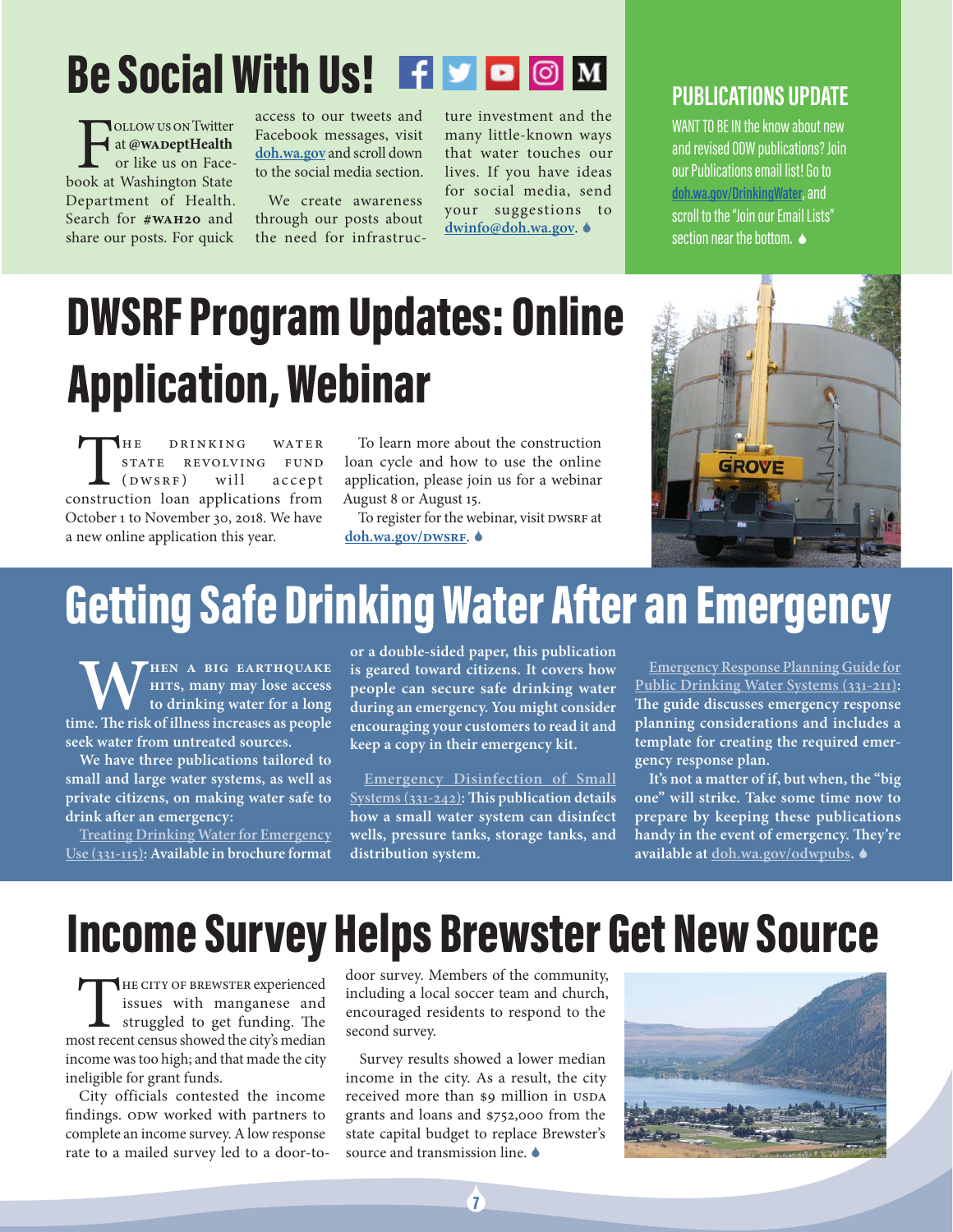## Be Social With Us!

Follow us on Twitter at **@WADeptHealth** or like us on Facebook at Washington State Department of Health. Search for **#WAH2O** and share our posts. For quick access to our tweets and Facebook messages, visit doh.wa.gov and scroll down to the social media section.

We create awareness through our posts about the need for infrastructure investment and the many little-known ways that water touches our lives. If you have ideas for social media, send your suggestions to dwinfo@doh.wa.gov.

## PUBLICATIONS UPDATE

WANT TO BE IN the know about new and revised ODW publications? Join our Publications email list! Go to doh.wa.gov/DrinkingWater, and scroll to the "Join our Email Lists" section near the bottom.

# DWSRF Program Updates: Online Application, Webinar

The Drinking Water State Revolving Fund (DWSRF) will accept construction loan applications from October 1 to November 30, 2018. We have a new online application this year.

To learn more about the construction loan cycle and how to use the online application, please join us for a webinar August 8 or August 15.

To register for the webinar, visit DWSRF at doh.wa.gov/DWSRF.

# Getting Safe Drinking Water After an Emergency

**When a big earthquake hits, many may lose access to drinking water for a long time. The risk of illness increases as people seek water from untreated sources.**

**We have three publications tailored to small and large water systems, as well as private citizens, on making water safe to drink after an emergency:**

**Treating Drinking Water for Emergency Use (331-115): Available in brochure format or a double-sided paper, this publication is geared toward citizens. It covers how people can secure safe drinking water during an emergency. You might consider encouraging your customers to read it and keep a copy in their emergency kit.**

**Emergency Disinfection of Small Systems (331-242): This publication details how a small water system can disinfect wells, pressure tanks, storage tanks, and distribution system.**

**Emergency Response Planning Guide for Public Drinking Water Systems (331-211): The guide discusses emergency response planning considerations and includes a template for creating the required emergency response plan.**

**It's not a matter of if, but when, the "big one" will strike. Take some time now to prepare by keeping these publications handy in the event of emergency. They're available at doh.wa.gov/odwpubs.**

# Income Survey Helps Brewster Get New Source

The City of Brewster experienced issues with manganese and struggled to get funding. The most recent census showed the city's median income was too high; and that made the city ineligible for grant funds.

City officials contested the income findings. ODW worked with partners to complete an income survey. A low response rate to a mailed survey led to a door-to-door survey. Members of the community, including a local soccer team and church, encouraged residents to respond to the second survey.

Survey results showed a lower median income in the city. As a result, the city received more than $9 million in USDA grants and loans and $752,000 from the state capital budget to replace Brewster's source and transmission line.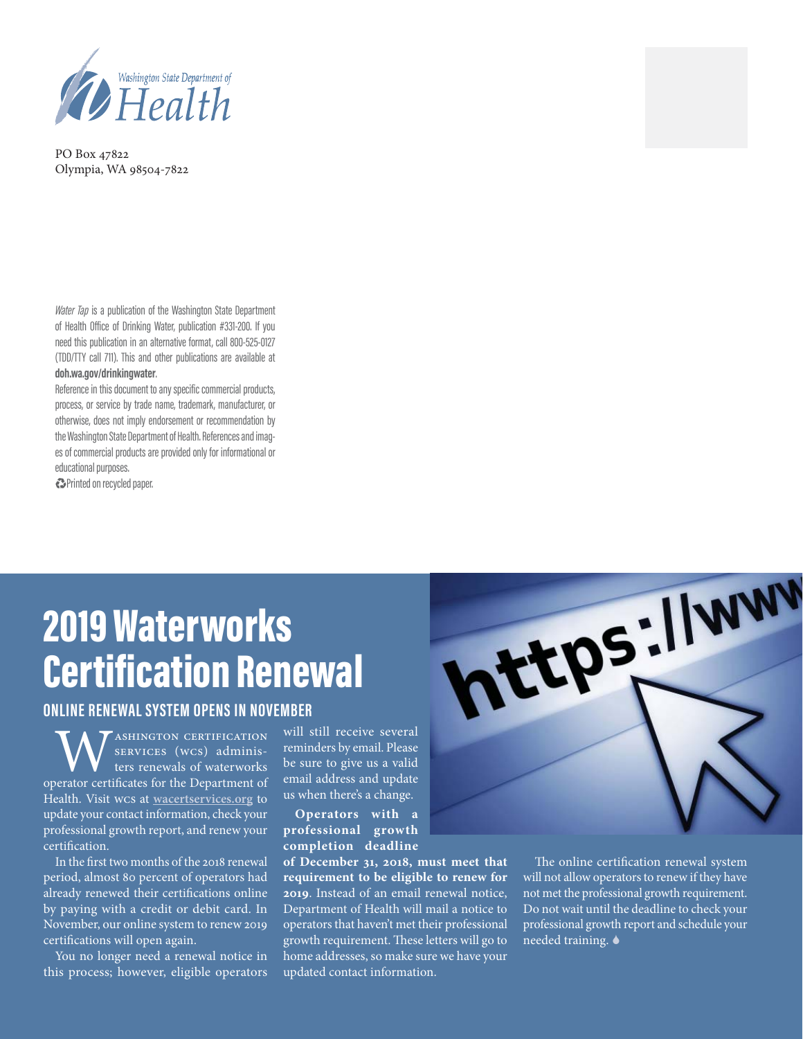Washington State Department of Health

PO Box 47822
Olympia, WA 98504-7822

*Water Tap* is a publication of the Washington State Department of Health Office of Drinking Water, publication #331-200. If you need this publication in an alternative format, call 800-525-0127 (TDD/TTY call 711). This and other publications are available at **doh.wa.gov/drinkingwater**.

Reference in this document to any specific commercial products, process, or service by trade name, trademark, manufacturer, or otherwise, does not imply endorsement or recommendation by the Washington State Department of Health. References and images of commercial products are provided only for informational or educational purposes.

♻ Printed on recycled paper.

# 2019 Waterworks Certification Renewal

## ONLINE RENEWAL SYSTEM OPENS IN NOVEMBER

Washington Certification Services (WCS) administers renewals of waterworks operator certificates for the Department of Health. Visit WCS at **wacertservices.org** to update your contact information, check your professional growth report, and renew your certification.

In the first two months of the 2018 renewal period, almost 80 percent of operators had already renewed their certifications online by paying with a credit or debit card. In November, our online system to renew 2019 certifications will open again.

You no longer need a renewal notice in this process; however, eligible operators will still receive several reminders by email. Please be sure to give us a valid email address and update us when there's a change.

**Operators with a professional growth completion deadline of December 31, 2018, must meet that requirement to be eligible to renew for 2019**. Instead of an email renewal notice, Department of Health will mail a notice to operators that haven't met their professional growth requirement. These letters will go to home addresses, so make sure we have your updated contact information.

The online certification renewal system will not allow operators to renew if they have not met the professional growth requirement. Do not wait until the deadline to check your professional growth report and schedule your needed training.